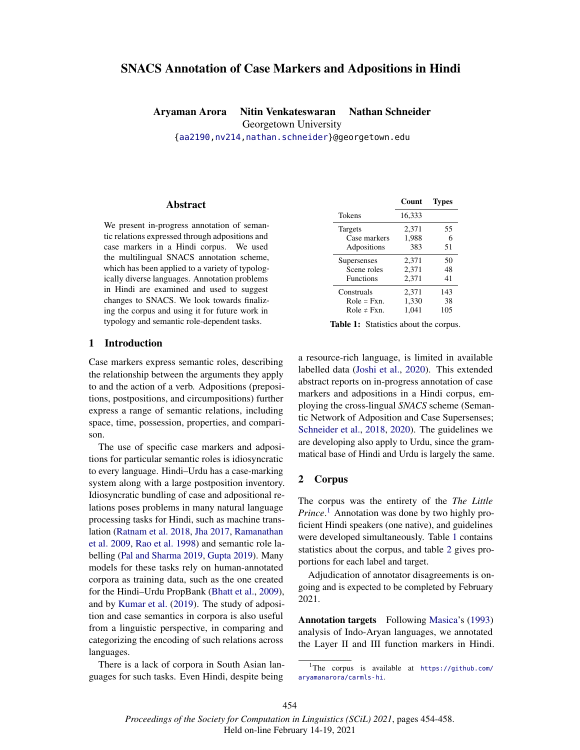# SNACS Annotation of Case Markers and Adpositions in Hindi

**Aryaman Arora  Nitin Venkateswaran  Nathan Schneider**
Georgetown University
{aa2190,nv214,nathan.schneider}@georgetown.edu

## Abstract

We present in-progress annotation of semantic relations expressed through adpositions and case markers in a Hindi corpus. We used the multilingual SNACS annotation scheme, which has been applied to a variety of typologically diverse languages. Annotation problems in Hindi are examined and used to suggest changes to SNACS. We look towards finalizing the corpus and using it for future work in typology and semantic role-dependent tasks.

| | Count | Types |
|---|---|---|
| Tokens | 16,333 | |
| Targets | 2,371 | 55 |
| Case markers | 1,988 | 6 |
| Adpositions | 383 | 51 |
| Supersenses | 2,371 | 50 |
| Scene roles | 2,371 | 48 |
| Functions | 2,371 | 41 |
| Construals | 2,371 | 143 |
| Role = Fxn. | 1,330 | 38 |
| Role ≠ Fxn. | 1,041 | 105 |

**Table 1:** Statistics about the corpus.

## 1 Introduction

Case markers express semantic roles, describing the relationship between the arguments they apply to and the action of a verb. Adpositions (prepositions, postpositions, and circumpositions) further express a range of semantic relations, including space, time, possession, properties, and comparison.

The use of specific case markers and adpositions for particular semantic roles is idiosyncratic to every language. Hindi–Urdu has a case-marking system along with a large postposition inventory. Idiosyncratic bundling of case and adpositional relations poses problems in many natural language processing tasks for Hindi, such as machine translation (Ratnam et al. 2018, Jha 2017, Ramanathan et al. 2009, Rao et al. 1998) and semantic role labelling (Pal and Sharma 2019, Gupta 2019). Many models for these tasks rely on human-annotated corpora as training data, such as the one created for the Hindi–Urdu PropBank (Bhatt et al., 2009), and by Kumar et al. (2019). The study of adposition and case semantics in corpora is also useful from a linguistic perspective, in comparing and categorizing the encoding of such relations across languages.

There is a lack of corpora in South Asian languages for such tasks. Even Hindi, despite being a resource-rich language, is limited in available labelled data (Joshi et al., 2020). This extended abstract reports on in-progress annotation of case markers and adpositions in a Hindi corpus, employing the cross-lingual *SNACS* scheme (Semantic Network of Adposition and Case Supersenses; Schneider et al., 2018, 2020). The guidelines we are developing also apply to Urdu, since the grammatical base of Hindi and Urdu is largely the same.

## 2 Corpus

The corpus was the entirety of the *The Little Prince*.[1] Annotation was done by two highly proficient Hindi speakers (one native), and guidelines were developed simultaneously. Table 1 contains statistics about the corpus, and table 2 gives proportions for each label and target.

Adjudication of annotator disagreements is ongoing and is expected to be completed by February 2021.

**Annotation targets** Following Masica's (1993) analysis of Indo-Aryan languages, we annotated the Layer II and III function markers in Hindi.

[1] The corpus is available at https://github.com/aryamanarora/carmls-hi.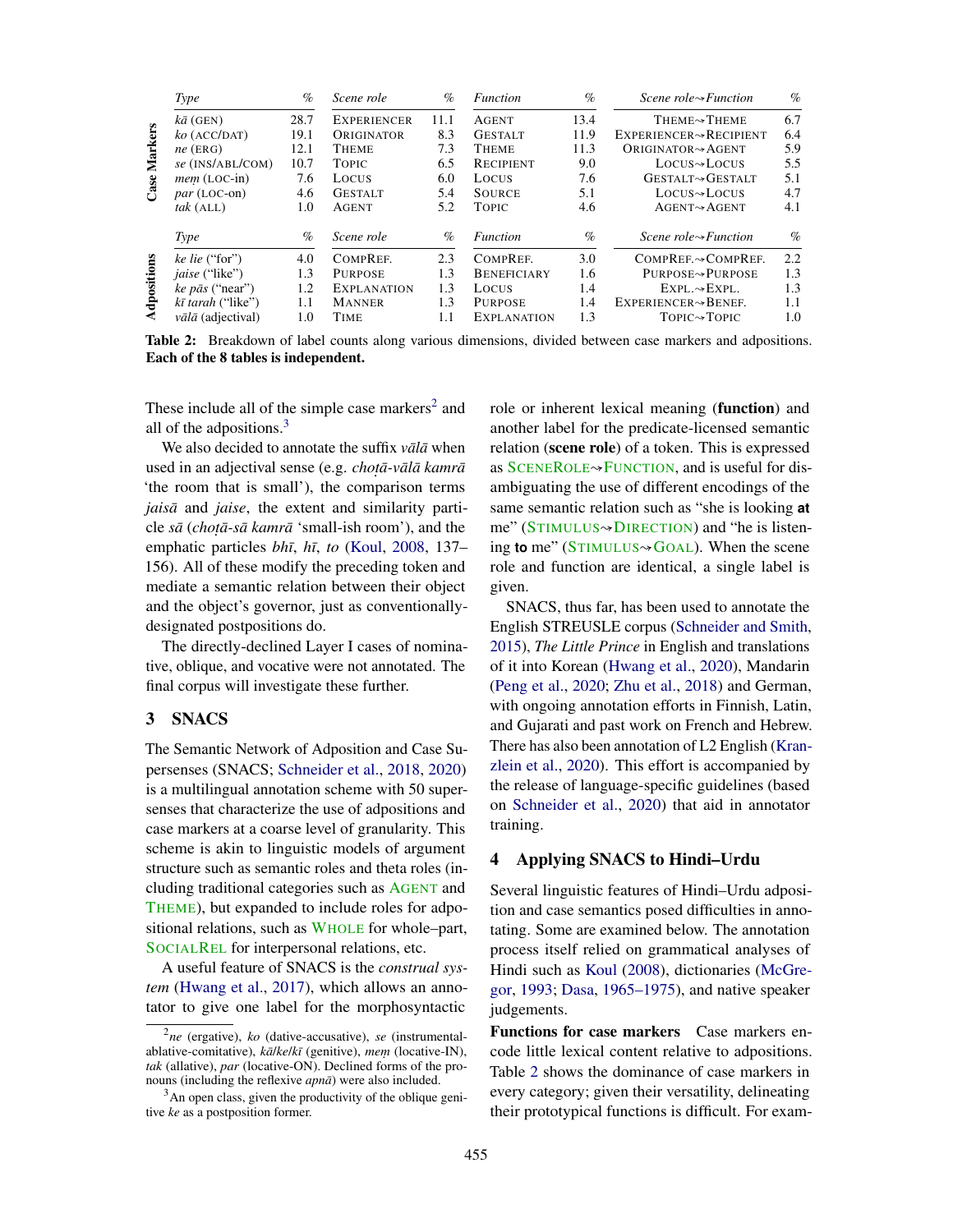| | Type | % | Scene role | % | Function | % | Scene role⇝Function | % |
|---|---|---|---|---|---|---|---|---|
| **Case Markers** | *kā* (GEN) | 28.7 | EXPERIENCER | 11.1 | AGENT | 13.4 | THEME⇝THEME | 6.7 |
| | *ko* (ACC/DAT) | 19.1 | ORIGINATOR | 8.3 | GESTALT | 11.9 | EXPERIENCER⇝RECIPIENT | 6.4 |
| | *ne* (ERG) | 12.1 | THEME | 7.3 | THEME | 11.3 | ORIGINATOR⇝AGENT | 5.9 |
| | *se* (INS/ABL/COM) | 10.7 | TOPIC | 6.5 | RECIPIENT | 9.0 | LOCUS⇝LOCUS | 5.5 |
| | *meṃ* (LOC-in) | 7.6 | LOCUS | 6.0 | LOCUS | 7.6 | GESTALT⇝GESTALT | 5.1 |
| | *par* (LOC-on) | 4.6 | GESTALT | 5.4 | SOURCE | 5.1 | LOCUS⇝LOCUS | 4.7 |
| | *tak* (ALL) | 1.0 | AGENT | 5.2 | TOPIC | 4.6 | AGENT⇝AGENT | 4.1 |
| | Type | % | Scene role | % | Function | % | Scene role⇝Function | % |
| **Adpositions** | *ke lie* ("for") | 4.0 | COMPREF. | 2.3 | COMPREF. | 3.0 | COMPREF.⇝COMPREF. | 2.2 |
| | *jaise* ("like") | 1.3 | PURPOSE | 1.3 | BENEFICIARY | 1.6 | PURPOSE⇝PURPOSE | 1.3 |
| | *ke pās* ("near") | 1.2 | EXPLANATION | 1.3 | LOCUS | 1.4 | EXPL.⇝EXPL. | 1.3 |
| | *kī tarah* ("like") | 1.1 | MANNER | 1.3 | PURPOSE | 1.4 | EXPERIENCER⇝BENEF. | 1.1 |
| | *vālā* (adjectival) | 1.0 | TIME | 1.1 | EXPLANATION | 1.3 | TOPIC⇝TOPIC | 1.0 |

**Table 2:** Breakdown of label counts along various dimensions, divided between case markers and adpositions. **Each of the 8 tables is independent.**

These include all of the simple case markers[2] and all of the adpositions.[3]

We also decided to annotate the suffix *vālā* when used in an adjectival sense (e.g. *choṭā-vālā kamrā* 'the room that is small'), the comparison terms *jaisā* and *jaise*, the extent and similarity particle *sā* (*choṭā-sā kamrā* 'small-ish room'), and the emphatic particles *bhī*, *hī*, *to* (Koul, 2008, 137–156). All of these modify the preceding token and mediate a semantic relation between their object and the object's governor, just as conventionally-designated postpositions do.

The directly-declined Layer I cases of nominative, oblique, and vocative were not annotated. The final corpus will investigate these further.

## 3 SNACS

The Semantic Network of Adposition and Case Supersenses (SNACS; Schneider et al., 2018, 2020) is a multilingual annotation scheme with 50 supersenses that characterize the use of adpositions and case markers at a coarse level of granularity. This scheme is akin to linguistic models of argument structure such as semantic roles and theta roles (including traditional categories such as AGENT and THEME), but expanded to include roles for adpositional relations, such as WHOLE for whole–part, SOCIALREL for interpersonal relations, etc.

A useful feature of SNACS is the *construal system* (Hwang et al., 2017), which allows an annotator to give one label for the morphosyntactic role or inherent lexical meaning (**function**) and another label for the predicate-licensed semantic relation (**scene role**) of a token. This is expressed as SCENEROLE⇝FUNCTION, and is useful for disambiguating the use of different encodings of the same semantic relation such as "she is looking **at** me" (STIMULUS⇝DIRECTION) and "he is listening **to** me" (STIMULUS⇝GOAL). When the scene role and function are identical, a single label is given.

SNACS, thus far, has been used to annotate the English STREUSLE corpus (Schneider and Smith, 2015), *The Little Prince* in English and translations of it into Korean (Hwang et al., 2020), Mandarin (Peng et al., 2020; Zhu et al., 2018) and German, with ongoing annotation efforts in Finnish, Latin, and Gujarati and past work on French and Hebrew. There has also been annotation of L2 English (Kranzlein et al., 2020). This effort is accompanied by the release of language-specific guidelines (based on Schneider et al., 2020) that aid in annotator training.

## 4 Applying SNACS to Hindi–Urdu

Several linguistic features of Hindi–Urdu adposition and case semantics posed difficulties in annotating. Some are examined below. The annotation process itself relied on grammatical analyses of Hindi such as Koul (2008), dictionaries (McGregor, 1993; Dasa, 1965–1975), and native speaker judgements.

**Functions for case markers** Case markers encode little lexical content relative to adpositions. Table 2 shows the dominance of case markers in every category; given their versatility, delineating their prototypical functions is difficult. For exam-

[2] *ne* (ergative), *ko* (dative-accusative), *se* (instrumental-ablative-comitative), *kā/ke/kī* (genitive), *meṃ* (locative-IN), *tak* (allative), *par* (locative-ON). Declined forms of the pronouns (including the reflexive *apnā*) were also included.

[3] An open class, given the productivity of the oblique genitive *ke* as a postposition former.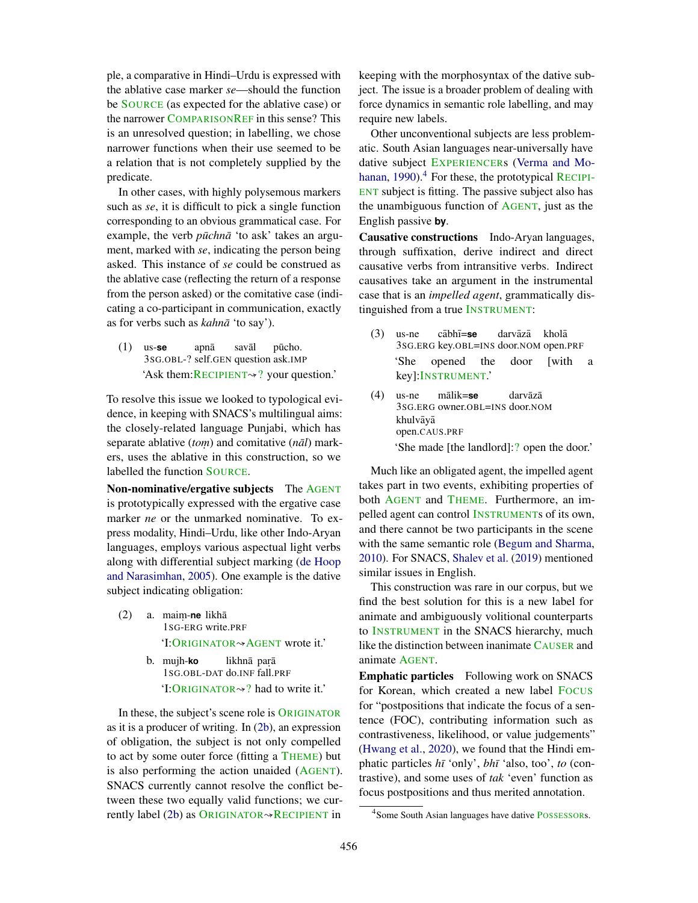ple, a comparative in Hindi–Urdu is expressed with the ablative case marker *se*—should the function be SOURCE (as expected for the ablative case) or the narrower COMPARISONREF in this sense? This is an unresolved question; in labelling, we chose narrower functions when their use seemed to be a relation that is not completely supplied by the predicate.

In other cases, with highly polysemous markers such as *se*, it is difficult to pick a single function corresponding to an obvious grammatical case. For example, the verb *pūchnā* 'to ask' takes an argument, marked with *se*, indicating the person being asked. This instance of *se* could be construed as the ablative case (reflecting the return of a response from the person asked) or the comitative case (indicating a co-participant in communication, exactly as for verbs such as *kahnā* 'to say').

(1) us-**se** apnā savāl pūcho.
3SG.OBL-? self.GEN question ask.IMP
'Ask them:RECIPIENT⇝? your question.'

To resolve this issue we looked to typological evidence, in keeping with SNACS's multilingual aims: the closely-related language Punjabi, which has separate ablative (*toṃ*) and comitative (*nāl*) markers, uses the ablative in this construction, so we labelled the function SOURCE.

**Non-nominative/ergative subjects** The AGENT is prototypically expressed with the ergative case marker *ne* or the unmarked nominative. To express modality, Hindi–Urdu, like other Indo-Aryan languages, employs various aspectual light verbs along with differential subject marking (de Hoop and Narasimhan, 2005). One example is the dative subject indicating obligation:

(2) a. maiṃ-**ne** likhā
1SG-ERG write.PRF
'I:ORIGINATOR⇝AGENT wrote it.'

b. mujh-**ko** likhnā paṛā
1SG.OBL-DAT do.INF fall.PRF
'I:ORIGINATOR⇝? had to write it.'

In these, the subject's scene role is ORIGINATOR as it is a producer of writing. In (2b), an expression of obligation, the subject is not only compelled to act by some outer force (fitting a THEME) but is also performing the action unaided (AGENT). SNACS currently cannot resolve the conflict between these two equally valid functions; we currently label (2b) as ORIGINATOR⇝RECIPIENT in keeping with the morphosyntax of the dative subject. The issue is a broader problem of dealing with force dynamics in semantic role labelling, and may require new labels.

Other unconventional subjects are less problematic. South Asian languages near-universally have dative subject EXPERIENCERs (Verma and Mohanan, 1990).[4] For these, the prototypical RECIPIENT subject is fitting. The passive subject also has the unambiguous function of AGENT, just as the English passive **by**.

**Causative constructions** Indo-Aryan languages, through suffixation, derive indirect and direct causative verbs from intransitive verbs. Indirect causatives take an argument in the instrumental case that is an *impelled agent*, grammatically distinguished from a true INSTRUMENT:

(3) us-ne cābhī=**se** darvāzā kholā
3SG.ERG key.OBL=INS door.NOM open.PRF
'She opened the door [with a key]:INSTRUMENT.'

(4) us-ne mālik=**se** darvāzā khulvāyā
3SG.ERG owner.OBL=INS door.NOM open.CAUS.PRF
'She made [the landlord]:? open the door.'

Much like an obligated agent, the impelled agent takes part in two events, exhibiting properties of both AGENT and THEME. Furthermore, an impelled agent can control INSTRUMENTs of its own, and there cannot be two participants in the scene with the same semantic role (Begum and Sharma, 2010). For SNACS, Shalev et al. (2019) mentioned similar issues in English.

This construction was rare in our corpus, but we find the best solution for this is a new label for animate and ambiguously volitional counterparts to INSTRUMENT in the SNACS hierarchy, much like the distinction between inanimate CAUSER and animate AGENT.

**Emphatic particles** Following work on SNACS for Korean, which created a new label FOCUS for "postpositions that indicate the focus of a sentence (FOC), contributing information such as contrastiveness, likelihood, or value judgements" (Hwang et al., 2020), we found that the Hindi emphatic particles *hī* 'only', *bhī* 'also, too', *to* (contrastive), and some uses of *tak* 'even' function as focus postpositions and thus merited annotation.

[4] Some South Asian languages have dative POSSESSORs.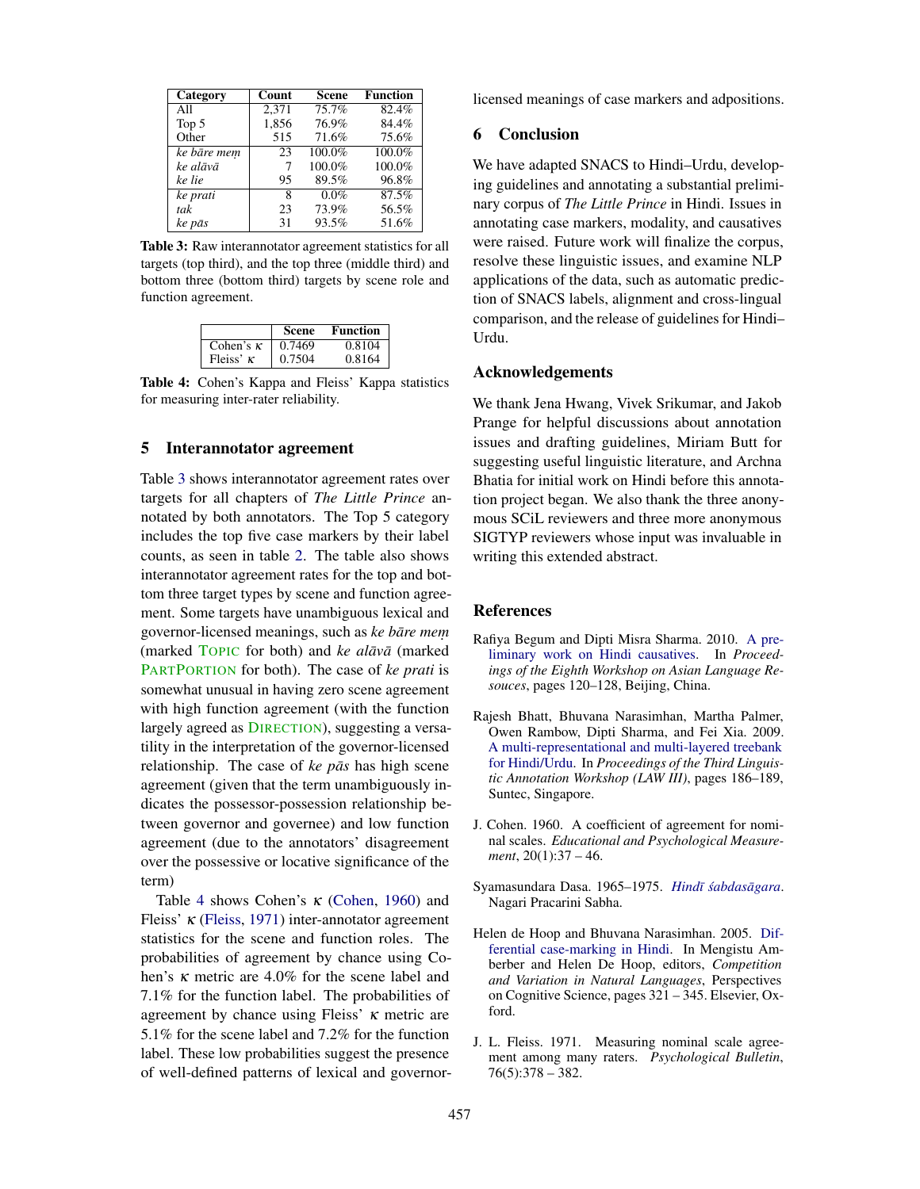| Category | Count | Scene | Function |
|---|---|---|---|
| All | 2,371 | 75.7% | 82.4% |
| Top 5 | 1,856 | 76.9% | 84.4% |
| Other | 515 | 71.6% | 75.6% |
| *ke bāre meṃ* | 23 | 100.0% | 100.0% |
| *ke alāvā* | 7 | 100.0% | 100.0% |
| *ke lie* | 95 | 89.5% | 96.8% |
| *ke prati* | 8 | 0.0% | 87.5% |
| *tak* | 23 | 73.9% | 56.5% |
| *ke pās* | 31 | 93.5% | 51.6% |

**Table 3:** Raw interannotator agreement statistics for all targets (top third), and the top three (middle third) and bottom three (bottom third) targets by scene role and function agreement.

| | Scene | Function |
|---|---|---|
| Cohen's $\kappa$ | 0.7469 | 0.8104 |
| Fleiss' $\kappa$ | 0.7504 | 0.8164 |

**Table 4:** Cohen's Kappa and Fleiss' Kappa statistics for measuring inter-rater reliability.

## 5 Interannotator agreement

Table 3 shows interannotator agreement rates over targets for all chapters of *The Little Prince* annotated by both annotators. The Top 5 category includes the top five case markers by their label counts, as seen in table 2. The table also shows interannotator agreement rates for the top and bottom three target types by scene and function agreement. Some targets have unambiguous lexical and governor-licensed meanings, such as *ke bāre meṃ* (marked TOPIC for both) and *ke alāvā* (marked PARTPORTION for both). The case of *ke prati* is somewhat unusual in having zero scene agreement with high function agreement (with the function largely agreed as DIRECTION), suggesting a versatility in the interpretation of the governor-licensed relationship. The case of *ke pās* has high scene agreement (given that the term unambiguously indicates the possessor-possession relationship between governor and governee) and low function agreement (due to the annotators' disagreement over the possessive or locative significance of the term)

Table 4 shows Cohen's $\kappa$ (Cohen, 1960) and Fleiss' $\kappa$ (Fleiss, 1971) inter-annotator agreement statistics for the scene and function roles. The probabilities of agreement by chance using Cohen's $\kappa$ metric are 4.0% for the scene label and 7.1% for the function label. The probabilities of agreement by chance using Fleiss' $\kappa$ metric are 5.1% for the scene label and 7.2% for the function label. These low probabilities suggest the presence of well-defined patterns of lexical and governor-licensed meanings of case markers and adpositions.

## 6 Conclusion

We have adapted SNACS to Hindi–Urdu, developing guidelines and annotating a substantial preliminary corpus of *The Little Prince* in Hindi. Issues in annotating case markers, modality, and causatives were raised. Future work will finalize the corpus, resolve these linguistic issues, and examine NLP applications of the data, such as automatic prediction of SNACS labels, alignment and cross-lingual comparison, and the release of guidelines for Hindi–Urdu.

## Acknowledgements

We thank Jena Hwang, Vivek Srikumar, and Jakob Prange for helpful discussions about annotation issues and drafting guidelines, Miriam Butt for suggesting useful linguistic literature, and Archna Bhatia for initial work on Hindi before this annotation project began. We also thank the three anonymous SCiL reviewers and three more anonymous SIGTYP reviewers whose input was invaluable in writing this extended abstract.

## References

Rafiya Begum and Dipti Misra Sharma. 2010. A preliminary work on Hindi causatives. In *Proceedings of the Eighth Workshop on Asian Language Resouces*, pages 120–128, Beijing, China.

Rajesh Bhatt, Bhuvana Narasimhan, Martha Palmer, Owen Rambow, Dipti Sharma, and Fei Xia. 2009. A multi-representational and multi-layered treebank for Hindi/Urdu. In *Proceedings of the Third Linguistic Annotation Workshop (LAW III)*, pages 186–189, Suntec, Singapore.

J. Cohen. 1960. A coefficient of agreement for nominal scales. *Educational and Psychological Measurement*, 20(1):37 – 46.

Syamasundara Dasa. 1965–1975. *Hindī śabdasāgara*. Nagari Pracarini Sabha.

Helen de Hoop and Bhuvana Narasimhan. 2005. Differential case-marking in Hindi. In Mengistu Amberber and Helen De Hoop, editors, *Competition and Variation in Natural Languages*, Perspectives on Cognitive Science, pages 321 – 345. Elsevier, Oxford.

J. L. Fleiss. 1971. Measuring nominal scale agreement among many raters. *Psychological Bulletin*, 76(5):378 – 382.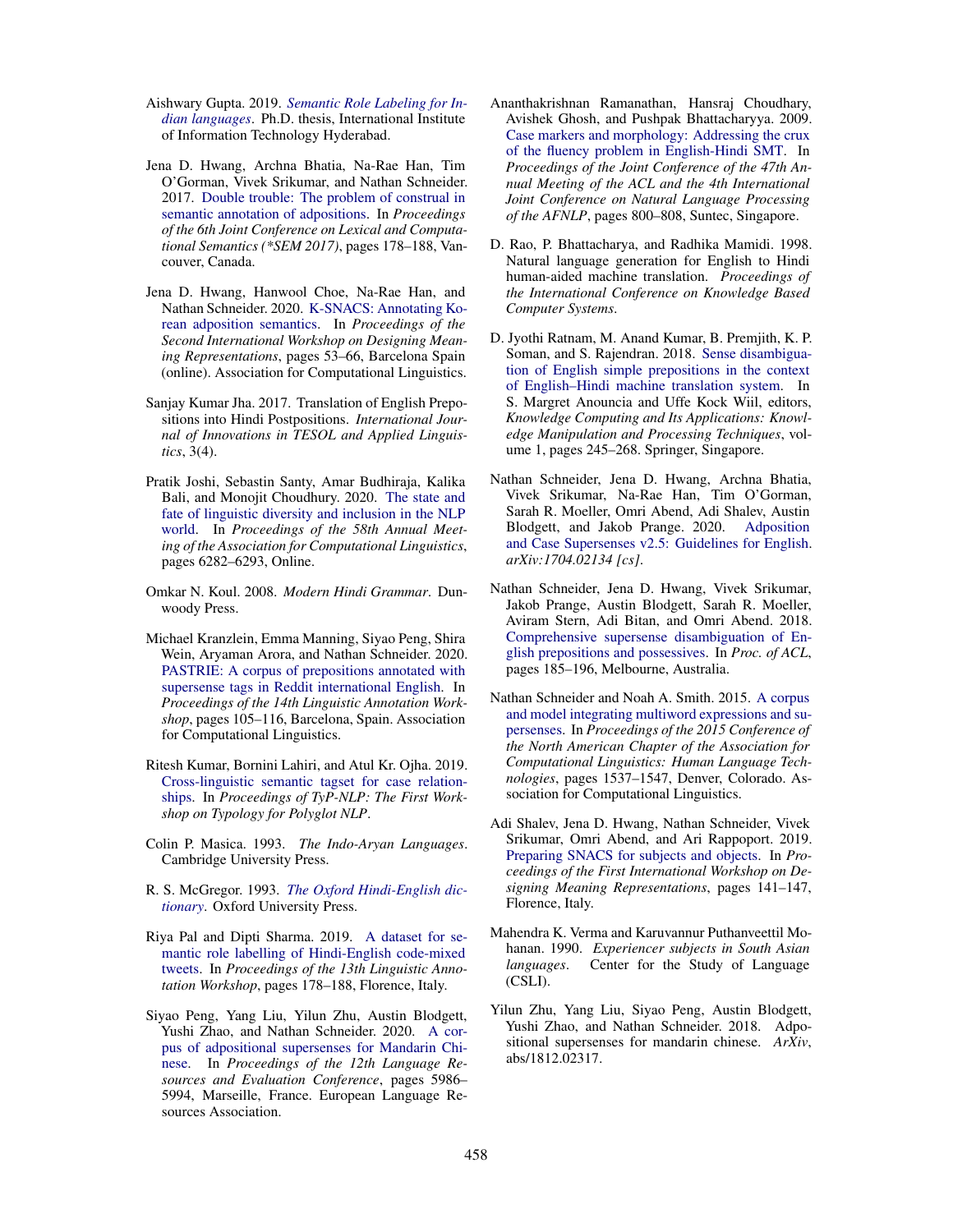Aishwary Gupta. 2019. *Semantic Role Labeling for Indian languages*. Ph.D. thesis, International Institute of Information Technology Hyderabad.

Jena D. Hwang, Archna Bhatia, Na-Rae Han, Tim O'Gorman, Vivek Srikumar, and Nathan Schneider. 2017. Double trouble: The problem of construal in semantic annotation of adpositions. In *Proceedings of the 6th Joint Conference on Lexical and Computational Semantics (*SEM 2017)*, pages 178–188, Vancouver, Canada.

Jena D. Hwang, Hanwool Choe, Na-Rae Han, and Nathan Schneider. 2020. K-SNACS: Annotating Korean adposition semantics. In *Proceedings of the Second International Workshop on Designing Meaning Representations*, pages 53–66, Barcelona Spain (online). Association for Computational Linguistics.

Sanjay Kumar Jha. 2017. Translation of English Prepositions into Hindi Postpositions. *International Journal of Innovations in TESOL and Applied Linguistics*, 3(4).

Pratik Joshi, Sebastin Santy, Amar Budhiraja, Kalika Bali, and Monojit Choudhury. 2020. The state and fate of linguistic diversity and inclusion in the NLP world. In *Proceedings of the 58th Annual Meeting of the Association for Computational Linguistics*, pages 6282–6293, Online.

Omkar N. Koul. 2008. *Modern Hindi Grammar*. Dunwoody Press.

Michael Kranzlein, Emma Manning, Siyao Peng, Shira Wein, Aryaman Arora, and Nathan Schneider. 2020. PASTRIE: A corpus of prepositions annotated with supersense tags in Reddit international English. In *Proceedings of the 14th Linguistic Annotation Workshop*, pages 105–116, Barcelona, Spain. Association for Computational Linguistics.

Ritesh Kumar, Bornini Lahiri, and Atul Kr. Ojha. 2019. Cross-linguistic semantic tagset for case relationships. In *Proceedings of TyP-NLP: The First Workshop on Typology for Polyglot NLP*.

Colin P. Masica. 1993. *The Indo-Aryan Languages*. Cambridge University Press.

R. S. McGregor. 1993. *The Oxford Hindi-English dictionary*. Oxford University Press.

Riya Pal and Dipti Sharma. 2019. A dataset for semantic role labelling of Hindi-English code-mixed tweets. In *Proceedings of the 13th Linguistic Annotation Workshop*, pages 178–188, Florence, Italy.

Siyao Peng, Yang Liu, Yilun Zhu, Austin Blodgett, Yushi Zhao, and Nathan Schneider. 2020. A corpus of adpositional supersenses for Mandarin Chinese. In *Proceedings of the 12th Language Resources and Evaluation Conference*, pages 5986–5994, Marseille, France. European Language Resources Association.

Ananthakrishnan Ramanathan, Hansraj Choudhary, Avishek Ghosh, and Pushpak Bhattacharyya. 2009. Case markers and morphology: Addressing the crux of the fluency problem in English-Hindi SMT. In *Proceedings of the Joint Conference of the 47th Annual Meeting of the ACL and the 4th International Joint Conference on Natural Language Processing of the AFNLP*, pages 800–808, Suntec, Singapore.

D. Rao, P. Bhattacharya, and Radhika Mamidi. 1998. Natural language generation for English to Hindi human-aided machine translation. *Proceedings of the International Conference on Knowledge Based Computer Systems*.

D. Jyothi Ratnam, M. Anand Kumar, B. Premjith, K. P. Soman, and S. Rajendran. 2018. Sense disambiguation of English simple prepositions in the context of English–Hindi machine translation system. In S. Margret Anouncia and Uffe Kock Wiil, editors, *Knowledge Computing and Its Applications: Knowledge Manipulation and Processing Techniques*, volume 1, pages 245–268. Springer, Singapore.

Nathan Schneider, Jena D. Hwang, Archna Bhatia, Vivek Srikumar, Na-Rae Han, Tim O'Gorman, Sarah R. Moeller, Omri Abend, Adi Shalev, Austin Blodgett, and Jakob Prange. 2020. Adposition and Case Supersenses v2.5: Guidelines for English. *arXiv:1704.02134 [cs]*.

Nathan Schneider, Jena D. Hwang, Vivek Srikumar, Jakob Prange, Austin Blodgett, Sarah R. Moeller, Aviram Stern, Adi Bitan, and Omri Abend. 2018. Comprehensive supersense disambiguation of English prepositions and possessives. In *Proc. of ACL*, pages 185–196, Melbourne, Australia.

Nathan Schneider and Noah A. Smith. 2015. A corpus and model integrating multiword expressions and supersenses. In *Proceedings of the 2015 Conference of the North American Chapter of the Association for Computational Linguistics: Human Language Technologies*, pages 1537–1547, Denver, Colorado. Association for Computational Linguistics.

Adi Shalev, Jena D. Hwang, Nathan Schneider, Vivek Srikumar, Omri Abend, and Ari Rappoport. 2019. Preparing SNACS for subjects and objects. In *Proceedings of the First International Workshop on Designing Meaning Representations*, pages 141–147, Florence, Italy.

Mahendra K. Verma and Karuvannur Puthanveettil Mohanan. 1990. *Experiencer subjects in South Asian languages*. Center for the Study of Language (CSLI).

Yilun Zhu, Yang Liu, Siyao Peng, Austin Blodgett, Yushi Zhao, and Nathan Schneider. 2018. Adpositional supersenses for mandarin chinese. *ArXiv*, abs/1812.02317.